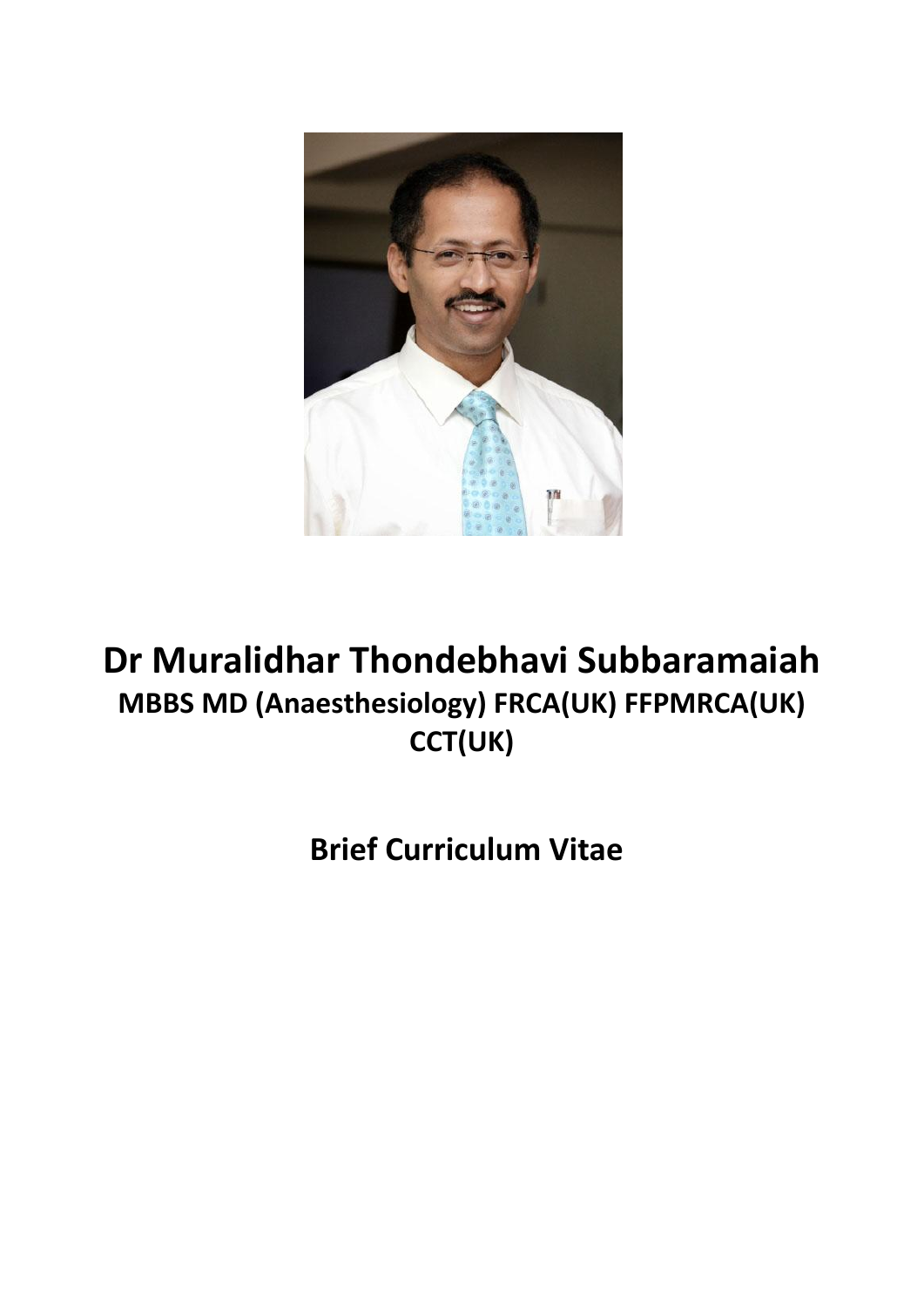# Dr Muralidhar Thondebhavi Subbaramaiah

**MBBS MD (Anaesthesiology) FRCA(UK) FFPMRCA(UK) CCT(UK)**

## Brief Curriculum Vitae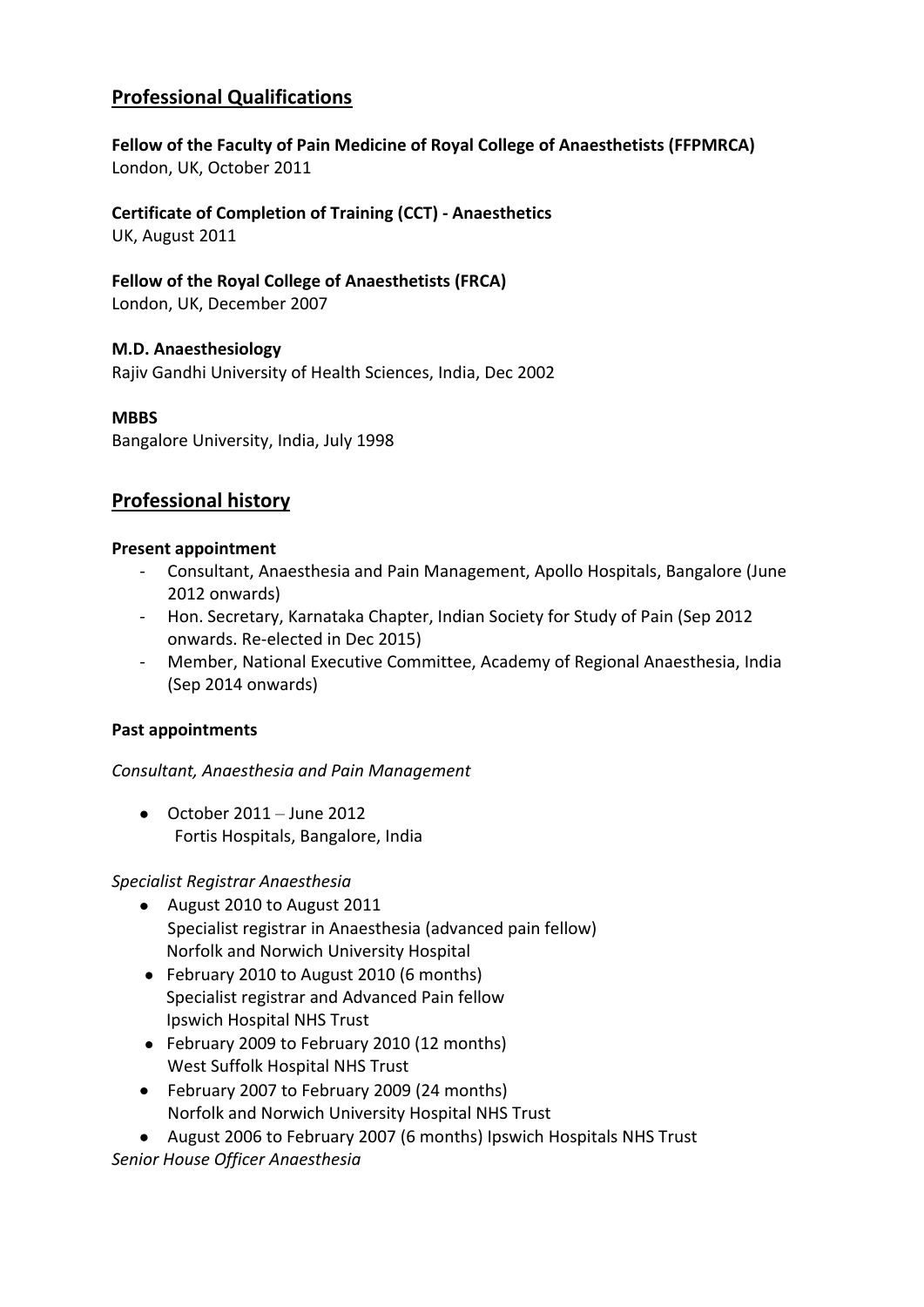## Professional Qualifications

**Fellow of the Faculty of Pain Medicine of Royal College of Anaesthetists (FFPMRCA)**
London, UK, October 2011

**Certificate of Completion of Training (CCT) - Anaesthetics**
UK, August 2011

**Fellow of the Royal College of Anaesthetists (FRCA)**
London, UK, December 2007

**M.D. Anaesthesiology**
Rajiv Gandhi University of Health Sciences, India, Dec 2002

**MBBS**
Bangalore University, India, July 1998

## Professional history

**Present appointment**

- Consultant, Anaesthesia and Pain Management, Apollo Hospitals, Bangalore (June 2012 onwards)
- Hon. Secretary, Karnataka Chapter, Indian Society for Study of Pain (Sep 2012 onwards. Re-elected in Dec 2015)
- Member, National Executive Committee, Academy of Regional Anaesthesia, India (Sep 2014 onwards)

**Past appointments**

*Consultant, Anaesthesia and Pain Management*

- October 2011 – June 2012
  Fortis Hospitals, Bangalore, India

*Specialist Registrar Anaesthesia*

- August 2010 to August 2011
  Specialist registrar in Anaesthesia (advanced pain fellow)
  Norfolk and Norwich University Hospital
- February 2010 to August 2010 (6 months)
  Specialist registrar and Advanced Pain fellow
  Ipswich Hospital NHS Trust
- February 2009 to February 2010 (12 months)
  West Suffolk Hospital NHS Trust
- February 2007 to February 2009 (24 months)
  Norfolk and Norwich University Hospital NHS Trust
- August 2006 to February 2007 (6 months) Ipswich Hospitals NHS Trust

*Senior House Officer Anaesthesia*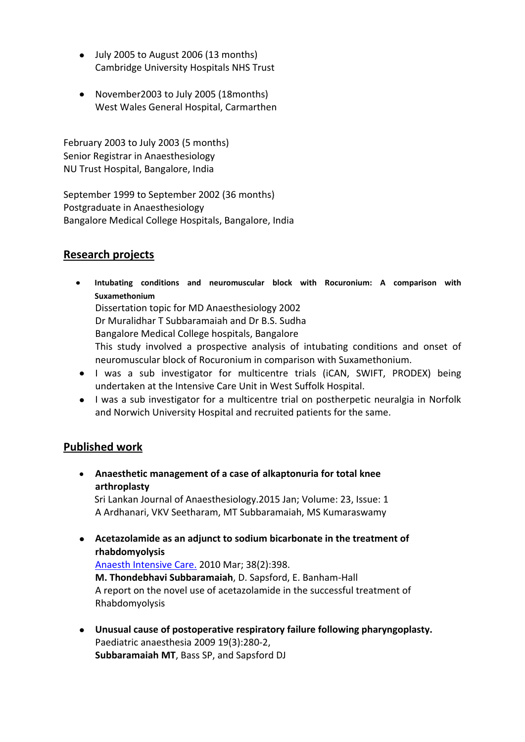- July 2005 to August 2006 (13 months)
  Cambridge University Hospitals NHS Trust

- November2003 to July 2005 (18months)
  West Wales General Hospital, Carmarthen

February 2003 to July 2003 (5 months)
Senior Registrar in Anaesthesiology
NU Trust Hospital, Bangalore, India

September 1999 to September 2002 (36 months)
Postgraduate in Anaesthesiology
Bangalore Medical College Hospitals, Bangalore, India

## Research projects

- **Intubating conditions and neuromuscular block with Rocuronium: A comparison with Suxamethonium**
  Dissertation topic for MD Anaesthesiology 2002
  Dr Muralidhar T Subbaramaiah and Dr B.S. Sudha
  Bangalore Medical College hospitals, Bangalore
  This study involved a prospective analysis of intubating conditions and onset of neuromuscular block of Rocuronium in comparison with Suxamethonium.
- I was a sub investigator for multicentre trials (iCAN, SWIFT, PRODEX) being undertaken at the Intensive Care Unit in West Suffolk Hospital.
- I was a sub investigator for a multicentre trial on postherpetic neuralgia in Norfolk and Norwich University Hospital and recruited patients for the same.

## Published work

- **Anaesthetic management of a case of alkaptonuria for total knee arthroplasty**
  Sri Lankan Journal of Anaesthesiology.2015 Jan; Volume: 23, Issue: 1
  A Ardhanari, VKV Seetharam, MT Subbaramaiah, MS Kumaraswamy

- **Acetazolamide as an adjunct to sodium bicarbonate in the treatment of rhabdomyolysis**
  Anaesth Intensive Care. 2010 Mar; 38(2):398.
  **M. Thondebhavi Subbaramaiah**, D. Sapsford, E. Banham-Hall
  A report on the novel use of acetazolamide in the successful treatment of Rhabdomyolysis

- **Unusual cause of postoperative respiratory failure following pharyngoplasty.**
  Paediatric anaesthesia 2009 19(3):280-2,
  **Subbaramaiah MT**, Bass SP, and Sapsford DJ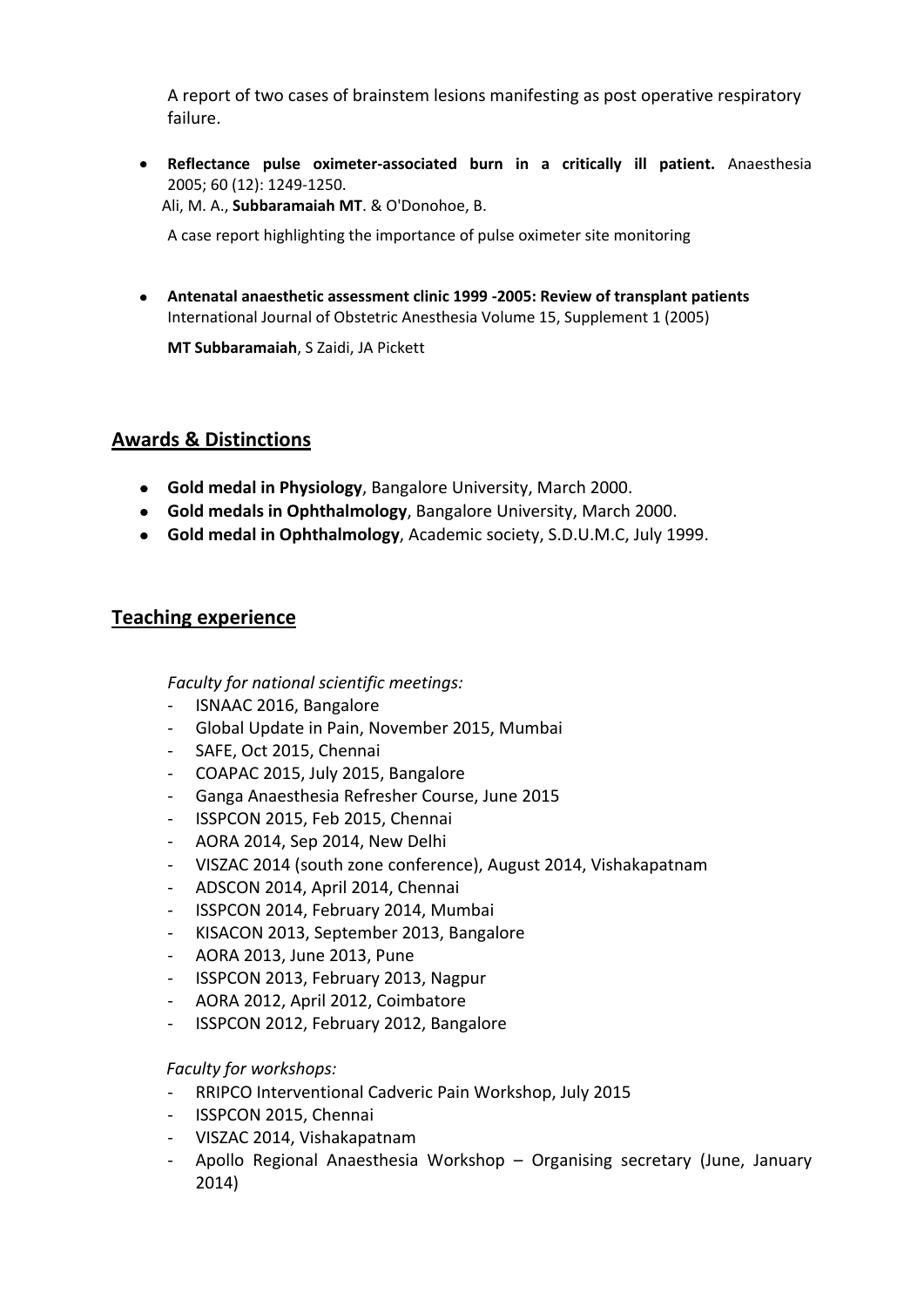A report of two cases of brainstem lesions manifesting as post operative respiratory failure.

- **Reflectance pulse oximeter-associated burn in a critically ill patient.** Anaesthesia 2005; 60 (12): 1249-1250.
  Ali, M. A., **Subbaramaiah MT**. & O'Donohoe, B.

  A case report highlighting the importance of pulse oximeter site monitoring

- **Antenatal anaesthetic assessment clinic 1999 -2005: Review of transplant patients** International Journal of Obstetric Anesthesia Volume 15, Supplement 1 (2005)

  **MT Subbaramaiah**, S Zaidi, JA Pickett

## Awards & Distinctions

- **Gold medal in Physiology**, Bangalore University, March 2000.
- **Gold medals in Ophthalmology**, Bangalore University, March 2000.
- **Gold medal in Ophthalmology**, Academic society, S.D.U.M.C, July 1999.

## Teaching experience

*Faculty for national scientific meetings:*

- ISNAAC 2016, Bangalore
- Global Update in Pain, November 2015, Mumbai
- SAFE, Oct 2015, Chennai
- COAPAC 2015, July 2015, Bangalore
- Ganga Anaesthesia Refresher Course, June 2015
- ISSPCON 2015, Feb 2015, Chennai
- AORA 2014, Sep 2014, New Delhi
- VISZAC 2014 (south zone conference), August 2014, Vishakapatnam
- ADSCON 2014, April 2014, Chennai
- ISSPCON 2014, February 2014, Mumbai
- KISACON 2013, September 2013, Bangalore
- AORA 2013, June 2013, Pune
- ISSPCON 2013, February 2013, Nagpur
- AORA 2012, April 2012, Coimbatore
- ISSPCON 2012, February 2012, Bangalore

*Faculty for workshops:*

- RRIPCO Interventional Cadveric Pain Workshop, July 2015
- ISSPCON 2015, Chennai
- VISZAC 2014, Vishakapatnam
- Apollo Regional Anaesthesia Workshop – Organising secretary (June, January 2014)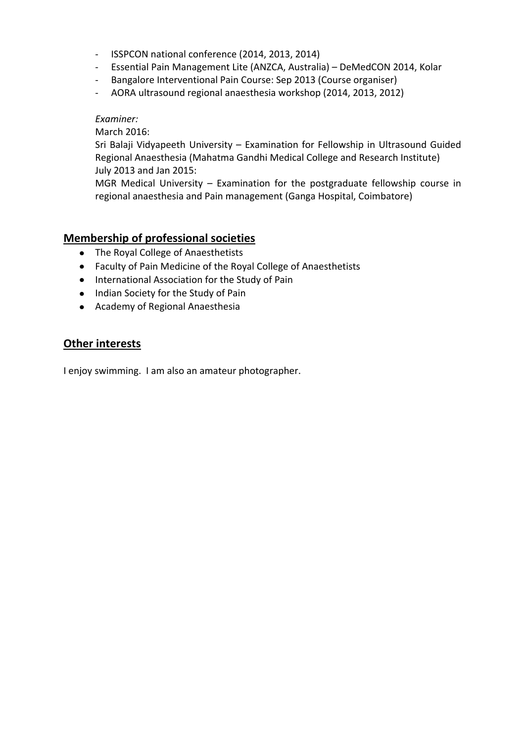- ISSPCON national conference (2014, 2013, 2014)
- Essential Pain Management Lite (ANZCA, Australia) – DeMedCON 2014, Kolar
- Bangalore Interventional Pain Course: Sep 2013 (Course organiser)
- AORA ultrasound regional anaesthesia workshop (2014, 2013, 2012)

*Examiner:*

March 2016:

Sri Balaji Vidyapeeth University – Examination for Fellowship in Ultrasound Guided Regional Anaesthesia (Mahatma Gandhi Medical College and Research Institute)

July 2013 and Jan 2015:

MGR Medical University – Examination for the postgraduate fellowship course in regional anaesthesia and Pain management (Ganga Hospital, Coimbatore)

## Membership of professional societies

- The Royal College of Anaesthetists
- Faculty of Pain Medicine of the Royal College of Anaesthetists
- International Association for the Study of Pain
- Indian Society for the Study of Pain
- Academy of Regional Anaesthesia

## Other interests

I enjoy swimming. I am also an amateur photographer.